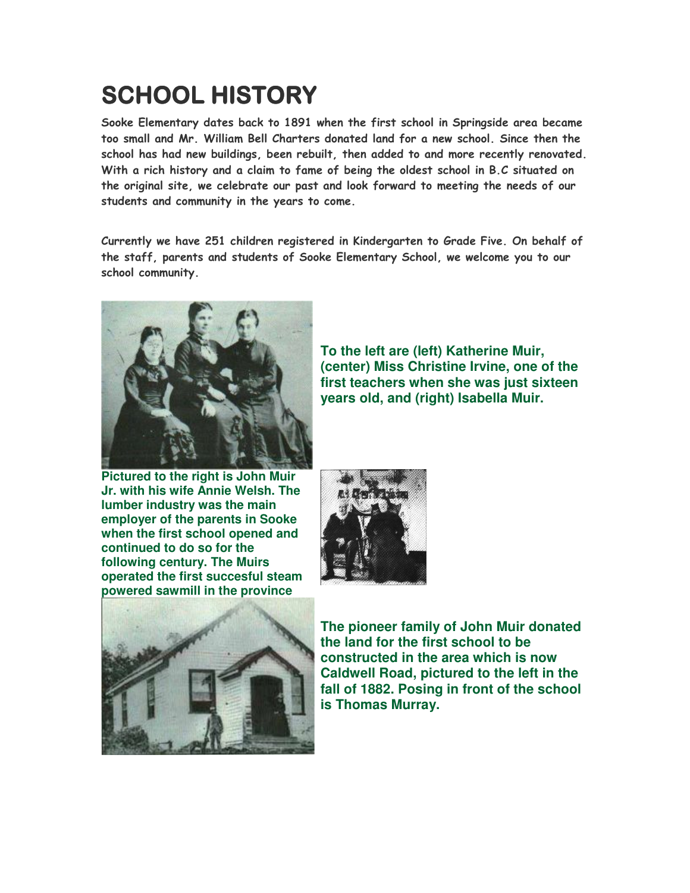# SCHOOL HISTORY

**Sooke Elementary dates back to 1891 when the first school in Springside area became too small and Mr. William Bell Charters donated land for a new school. Since then the school has had new buildings, been rebuilt, then added to and more recently renovated. With a rich history and a claim to fame of being the oldest school in B.C situated on the original site, we celebrate our past and look forward to meeting the needs of our students and community in the years to come.**

**Currently we have 251 children registered in Kindergarten to Grade Five. On behalf of the staff, parents and students of Sooke Elementary School, we welcome you to our school community.**

**To the left are (left) Katherine Muir, (center) Miss Christine Irvine, one of the first teachers when she was just sixteen years old, and (right) Isabella Muir.**

**Pictured to the right is John Muir Jr. with his wife Annie Welsh. The lumber industry was the main employer of the parents in Sooke when the first school opened and continued to do so for the following century. The Muirs operated the first succesful steam powered sawmill in the province**

**The pioneer family of John Muir donated the land for the first school to be constructed in the area which is now Caldwell Road, pictured to the left in the fall of 1882. Posing in front of the school is Thomas Murray.**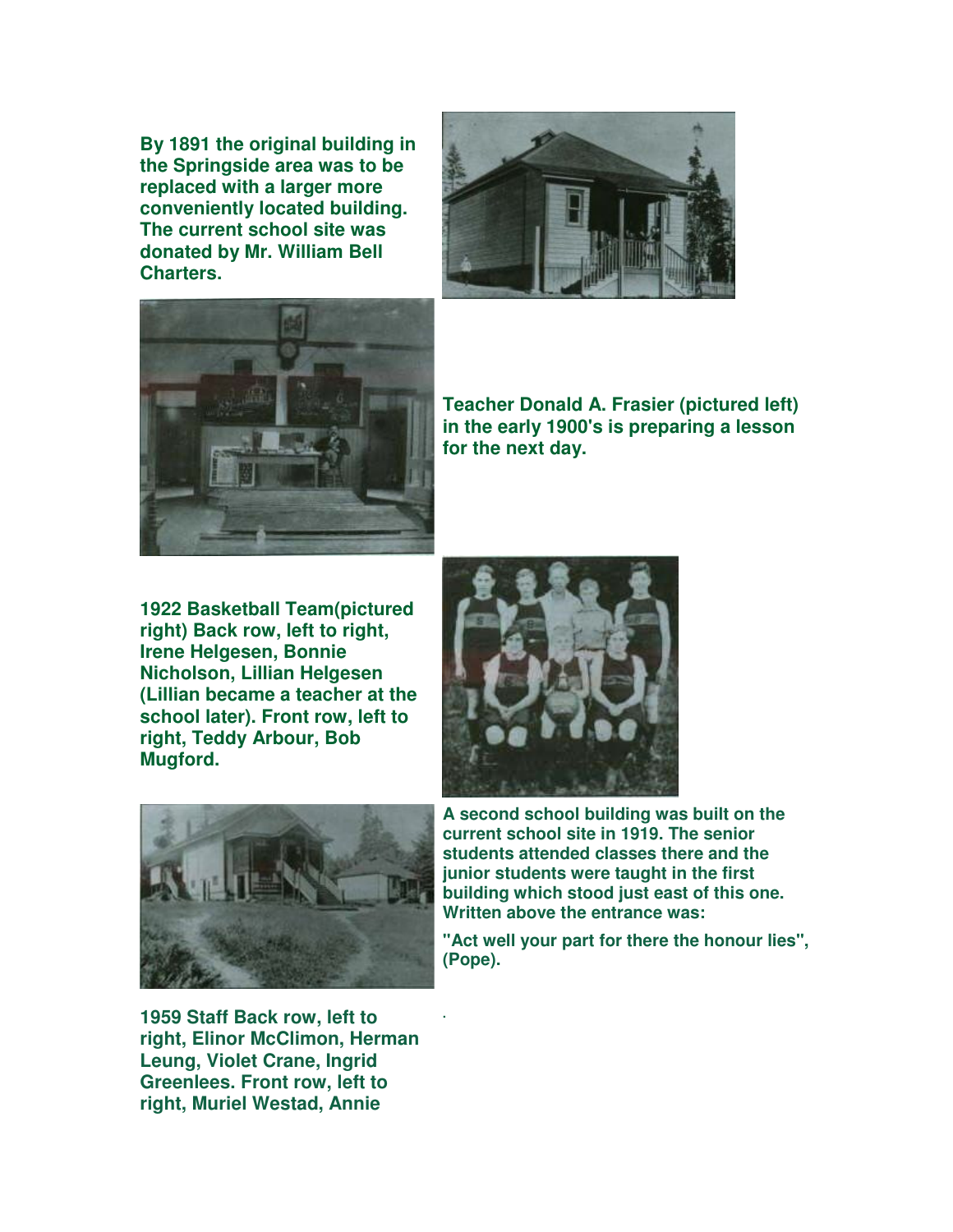**By 1891 the original building in the Springside area was to be replaced with a larger more conveniently located building. The current school site was donated by Mr. William Bell Charters.**

**Teacher Donald A. Frasier (pictured left) in the early 1900's is preparing a lesson for the next day.**

**1922 Basketball Team(pictured right) Back row, left to right, Irene Helgesen, Bonnie Nicholson, Lillian Helgesen (Lillian became a teacher at the school later). Front row, left to right, Teddy Arbour, Bob Mugford.**

**A second school building was built on the current school site in 1919. The senior students attended classes there and the junior students were taught in the first building which stood just east of this one. Written above the entrance was:**

**"Act well your part for there the honour lies", (Pope).**

**1959 Staff Back row, left to right, Elinor McClimon, Herman Leung, Violet Crane, Ingrid Greenlees. Front row, left to right, Muriel Westad, Annie**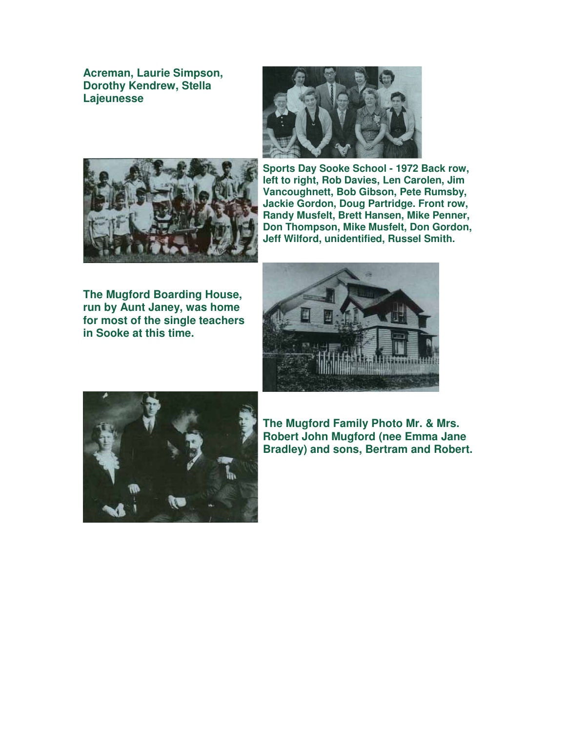Acreman, Laurie Simpson, Dorothy Kendrew, Stella Lajeunesse

Sports Day Sooke School - 1972 Back row, left to right, Rob Davies, Len Carolen, Jim Vancoughnett, Bob Gibson, Pete Rumsby, Jackie Gordon, Doug Partridge. Front row, Randy Musfelt, Brett Hansen, Mike Penner, Don Thompson, Mike Musfelt, Don Gordon, Jeff Wilford, unidentified, Russel Smith.

The Mugford Boarding House, run by Aunt Janey, was home for most of the single teachers in Sooke at this time.

The Mugford Family Photo Mr. & Mrs. Robert John Mugford (nee Emma Jane Bradley) and sons, Bertram and Robert.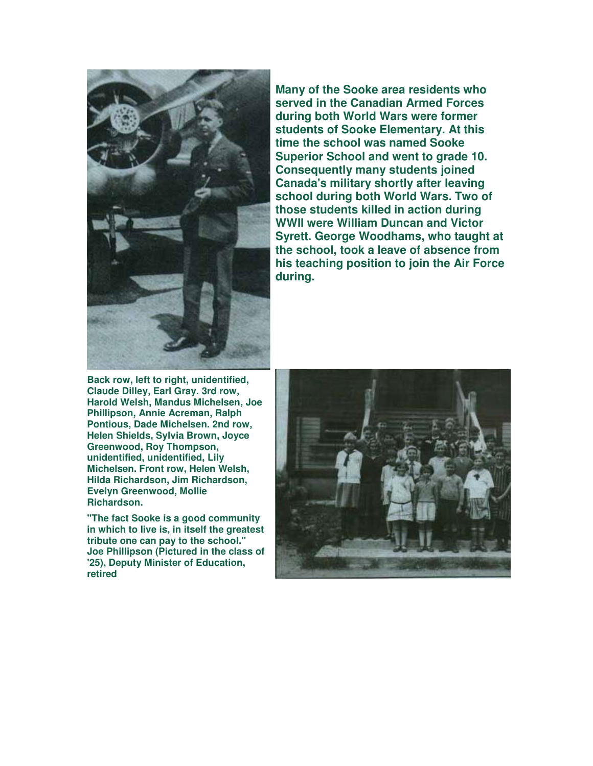**Many of the Sooke area residents who served in the Canadian Armed Forces during both World Wars were former students of Sooke Elementary. At this time the school was named Sooke Superior School and went to grade 10. Consequently many students joined Canada's military shortly after leaving school during both World Wars. Two of those students killed in action during WWII were William Duncan and Victor Syrett. George Woodhams, who taught at the school, took a leave of absence from his teaching position to join the Air Force during.**

**Back row, left to right, unidentified, Claude Dilley, Earl Gray. 3rd row, Harold Welsh, Mandus Michelsen, Joe Phillipson, Annie Acreman, Ralph Pontious, Dade Michelsen. 2nd row, Helen Shields, Sylvia Brown, Joyce Greenwood, Roy Thompson, unidentified, unidentified, Lily Michelsen. Front row, Helen Welsh, Hilda Richardson, Jim Richardson, Evelyn Greenwood, Mollie Richardson.**

**"The fact Sooke is a good community in which to live is, in itself the greatest tribute one can pay to the school." Joe Phillipson (Pictured in the class of '25), Deputy Minister of Education, retired**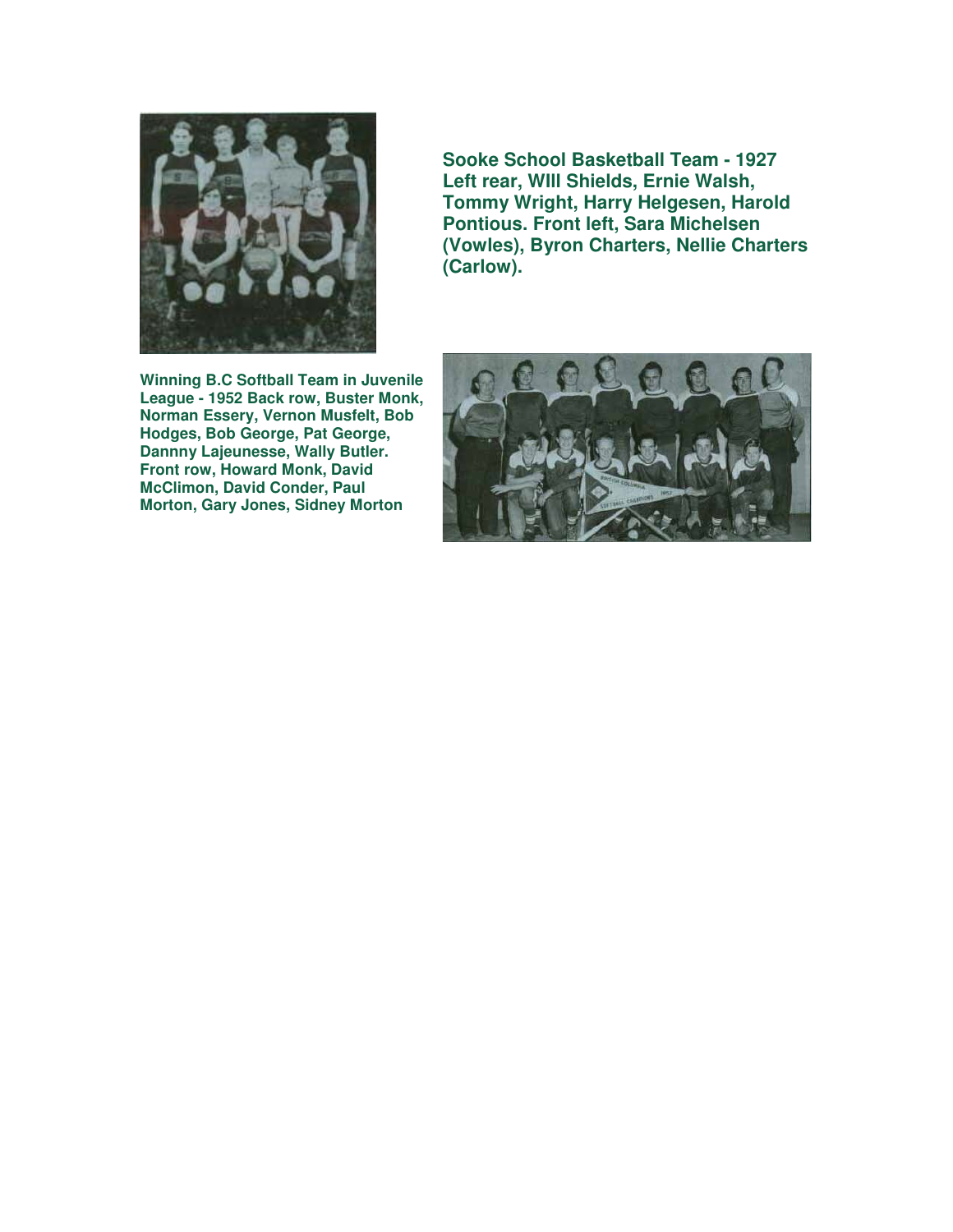**Sooke School Basketball Team - 1927 Left rear, WIll Shields, Ernie Walsh, Tommy Wright, Harry Helgesen, Harold Pontious. Front left, Sara Michelsen (Vowles), Byron Charters, Nellie Charters (Carlow).**

**Winning B.C Softball Team in Juvenile League - 1952 Back row, Buster Monk, Norman Essery, Vernon Musfelt, Bob Hodges, Bob George, Pat George, Dannny Lajeunesse, Wally Butler. Front row, Howard Monk, David McClimon, David Conder, Paul Morton, Gary Jones, Sidney Morton**